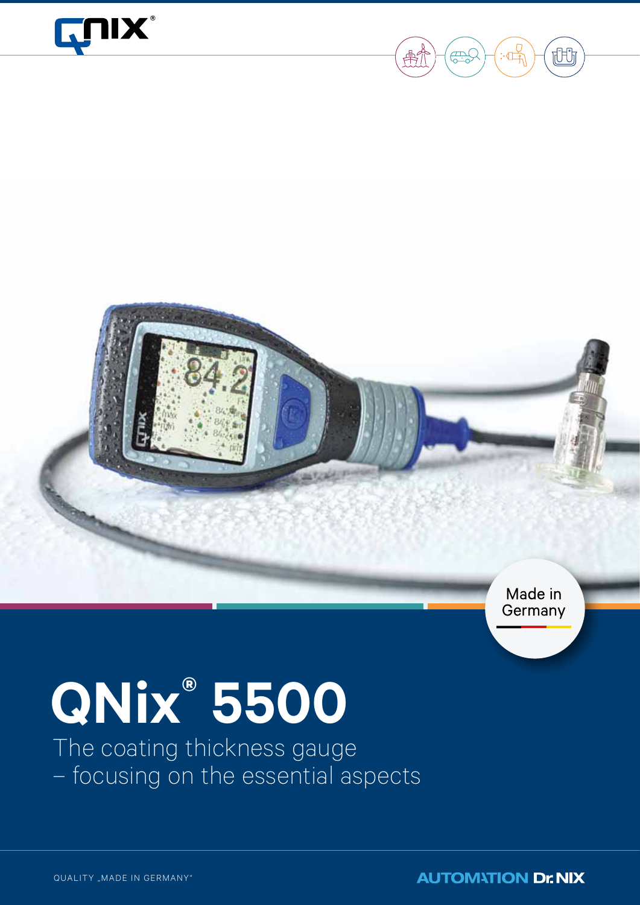# QNix® 5500

The coating thickness gauge
– focusing on the essential aspects

Made in Germany

QUALITY „MADE IN GERMANY"

AUTOMATION Dr. NIX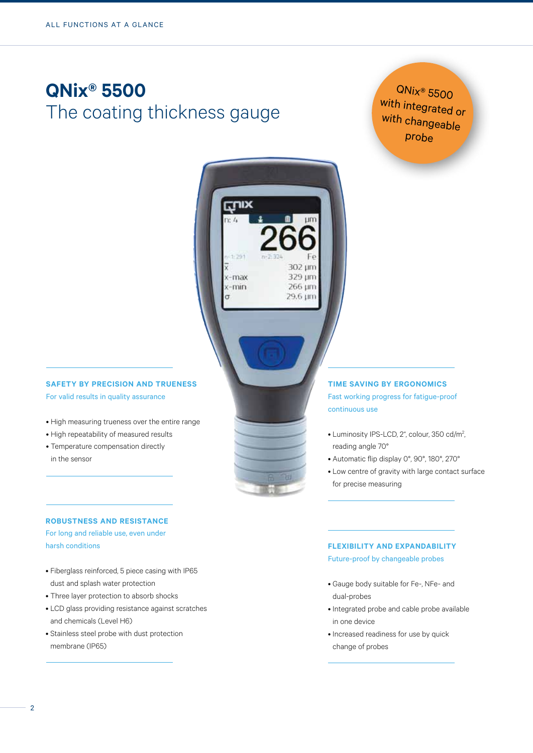ALL FUNCTIONS AT A GLANCE

# QNix® 5500
## The coating thickness gauge

QNix® 5500 with integrated or with changeable probe

### SAFETY BY PRECISION AND TRUENESS

For valid results in quality assurance

- High measuring trueness over the entire range
- High repeatability of measured results
- Temperature compensation directly in the sensor

### ROBUSTNESS AND RESISTANCE

For long and reliable use, even under harsh conditions

- Fiberglass reinforced, 5 piece casing with IP65 dust and splash water protection
- Three layer protection to absorb shocks
- LCD glass providing resistance against scratches and chemicals (Level H6)
- Stainless steel probe with dust protection membrane (IP65)

### TIME SAVING BY ERGONOMICS

Fast working progress for fatigue-proof continuous use

- Luminosity IPS-LCD, 2", colour, 350 cd/m², reading angle 70°
- Automatic flip display 0°, 90°, 180°, 270°
- Low centre of gravity with large contact surface for precise measuring

### FLEXIBILITY AND EXPANDABILITY

Future-proof by changeable probes

- Gauge body suitable for Fe-, NFe- and dual-probes
- Integrated probe and cable probe available in one device
- Increased readiness for use by quick change of probes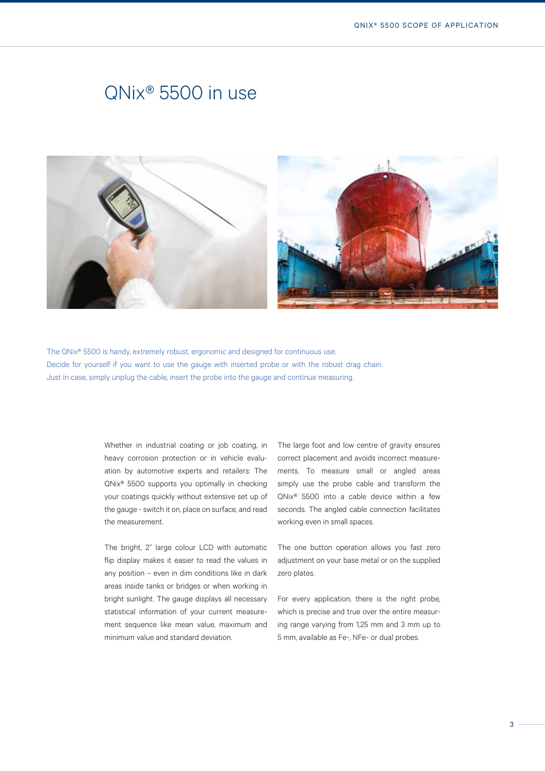# QNix® 5500 in use

The QNix® 5500 is handy, extremely robust, ergonomic and designed for continuous use.
Decide for yourself if you want to use the gauge with inserted probe or with the robust drag chain.
Just in case, simply unplug the cable, insert the probe into the gauge and continue measuring.

Whether in industrial coating or job coating, in heavy corrosion protection or in vehicle evaluation by automotive experts and retailers: The QNix® 5500 supports you optimally in checking your coatings quickly without extensive set up of the gauge - switch it on, place on surface, and read the measurement.

The bright, 2" large colour LCD with automatic flip display makes it easier to read the values in any position – even in dim conditions like in dark areas inside tanks or bridges or when working in bright sunlight. The gauge displays all necessary statistical information of your current measurement sequence like mean value, maximum and minimum value and standard deviation.

The large foot and low centre of gravity ensures correct placement and avoids incorrect measurements. To measure small or angled areas simply use the probe cable and transform the QNix® 5500 into a cable device within a few seconds. The angled cable connection facilitates working even in small spaces.

The one button operation allows you fast zero adjustment on your base metal or on the supplied zero plates.

For every application, there is the right probe, which is precise and true over the entire measuring range varying from 1,25 mm and 3 mm up to 5 mm, available as Fe-, NFe- or dual probes.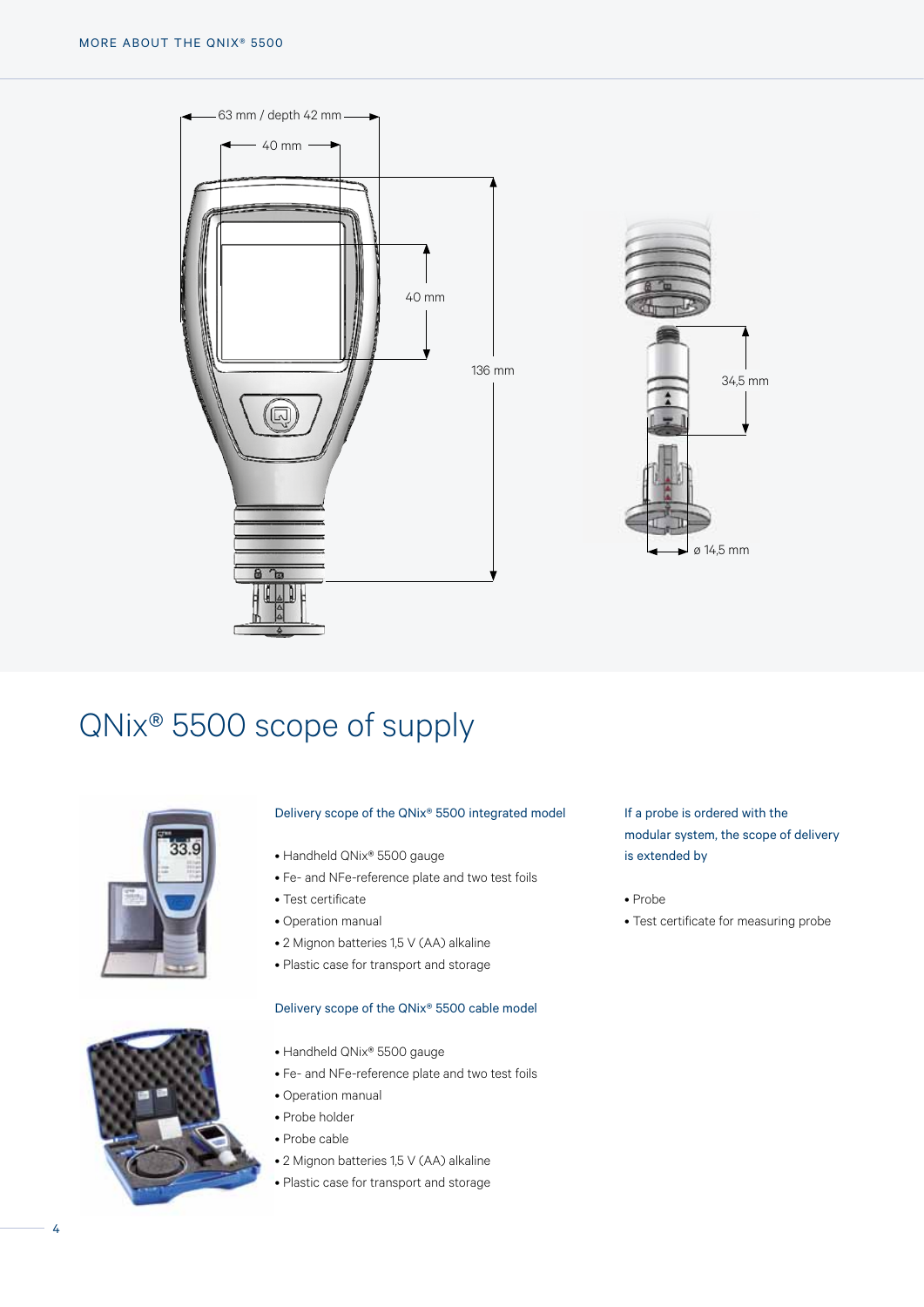63 mm / depth 42 mm

40 mm

40 mm

136 mm

34,5 mm

ø 14,5 mm

# QNix® 5500 scope of supply

Delivery scope of the QNix® 5500 integrated model

- Handheld QNix® 5500 gauge
- Fe- and NFe-reference plate and two test foils
- Test certificate
- Operation manual
- 2 Mignon batteries 1,5 V (AA) alkaline
- Plastic case for transport and storage

Delivery scope of the QNix® 5500 cable model

- Handheld QNix® 5500 gauge
- Fe- and NFe-reference plate and two test foils
- Operation manual
- Probe holder
- Probe cable
- 2 Mignon batteries 1,5 V (AA) alkaline
- Plastic case for transport and storage

If a probe is ordered with the modular system, the scope of delivery is extended by

- Probe
- Test certificate for measuring probe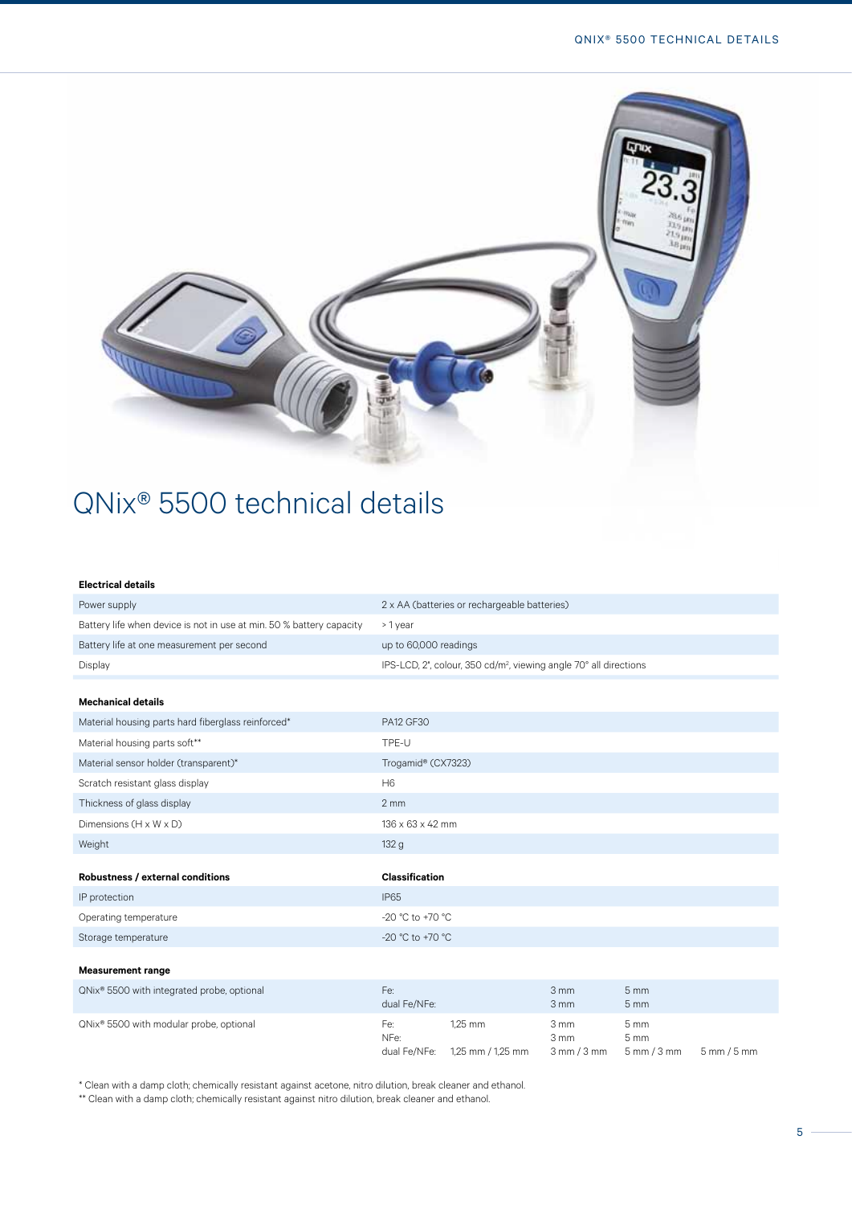# QNix® 5500 technical details

| **Electrical details** | |
|---|---|
| Power supply | 2 x AA (batteries or rechargeable batteries) |
| Battery life when device is not in use at min. 50 % battery capacity | > 1 year |
| Battery life at one measurement per second | up to 60,000 readings |
| Display | IPS-LCD, 2", colour, 350 cd/m², viewing angle 70° all directions |

| **Mechanical details** | |
|---|---|
| Material housing parts hard fiberglass reinforced* | PA12 GF30 |
| Material housing parts soft** | TPE-U |
| Material sensor holder (transparent)* | Trogamid® (CX7323) |
| Scratch resistant glass display | H6 |
| Thickness of glass display | 2 mm |
| Dimensions (H x W x D) | 136 x 63 x 42 mm |
| Weight | 132 g |

| **Robustness / external conditions** | **Classification** |
|---|---|
| IP protection | IP65 |
| Operating temperature | -20 °C to +70 °C |
| Storage temperature | -20 °C to +70 °C |

| **Measurement range** | | | | | |
|---|---|---|---|---|---|
| QNix® 5500 with integrated probe, optional | Fe:<br>dual Fe/NFe: | | 3 mm<br>3 mm | 5 mm<br>5 mm | |
| QNix® 5500 with modular probe, optional | Fe:<br>NFe:<br>dual Fe/NFe: | 1,25 mm<br><br>1,25 mm / 1,25 mm | 3 mm<br>3 mm<br>3 mm / 3 mm | 5 mm<br>5 mm<br>5 mm / 3 mm | <br><br>5 mm / 5 mm |

\* Clean with a damp cloth; chemically resistant against acetone, nitro dilution, break cleaner and ethanol.
\*\* Clean with a damp cloth; chemically resistant against nitro dilution, break cleaner and ethanol.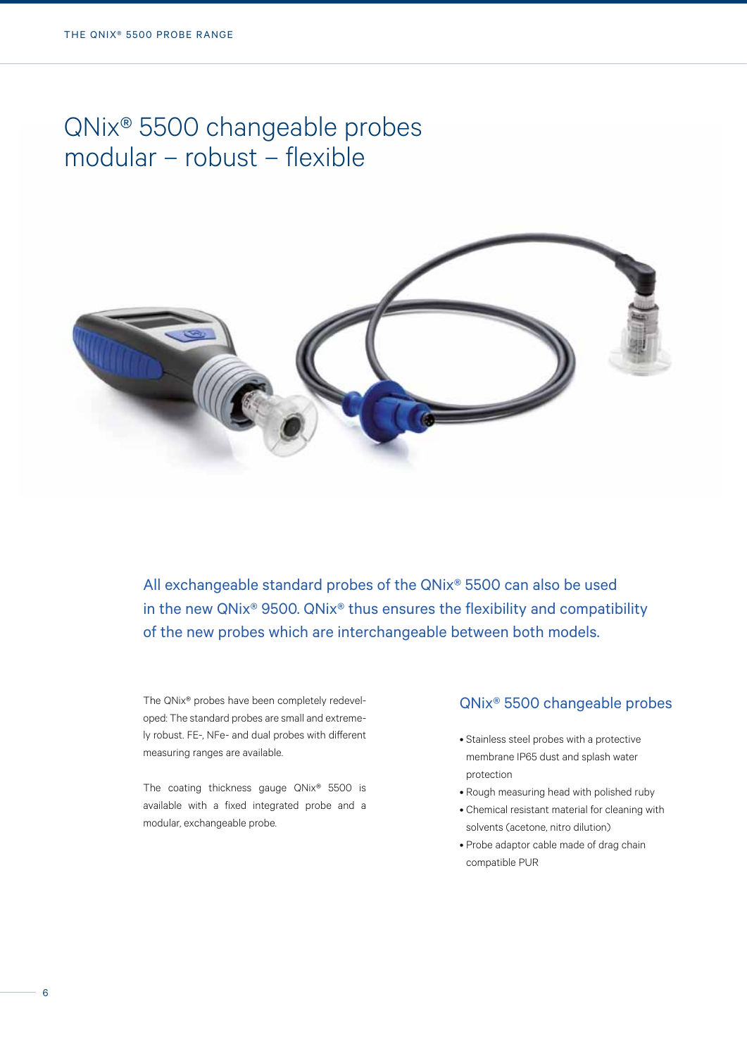# QNix® 5500 changeable probes modular – robust – flexible

All exchangeable standard probes of the QNix® 5500 can also be used in the new QNix® 9500. QNix® thus ensures the flexibility and compatibility of the new probes which are interchangeable between both models.

The QNix® probes have been completely redeveloped: The standard probes are small and extremely robust. FE-, NFe- and dual probes with different measuring ranges are available.

The coating thickness gauge QNix® 5500 is available with a fixed integrated probe and a modular, exchangeable probe.

## QNix® 5500 changeable probes

- Stainless steel probes with a protective membrane IP65 dust and splash water protection
- Rough measuring head with polished ruby
- Chemical resistant material for cleaning with solvents (acetone, nitro dilution)
- Probe adaptor cable made of drag chain compatible PUR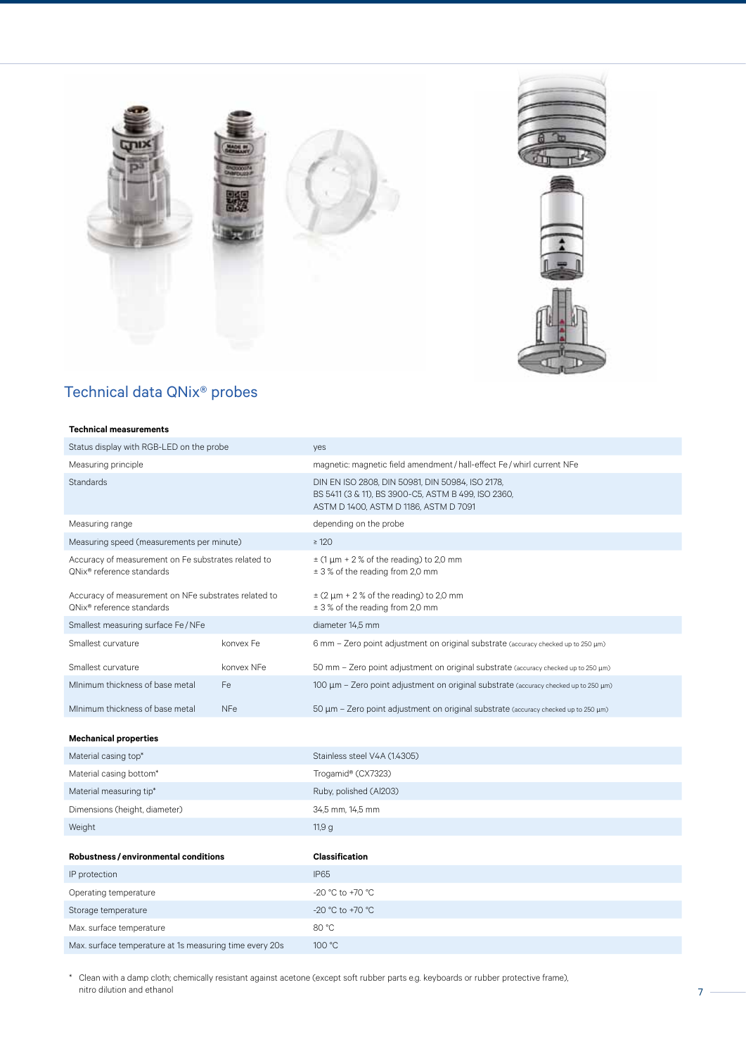## Technical data QNix® probes

| Technical measurements | | |
|---|---|---|
| Status display with RGB-LED on the probe | | yes |
| Measuring principle | | magnetic: magnetic field amendment / hall-effect Fe / whirl current NFe |
| Standards | | DIN EN ISO 2808, DIN 50981, DIN 50984, ISO 2178, BS 5411 (3 & 11), BS 3900-C5, ASTM B 499, ISO 2360, ASTM D 1400, ASTM D 1186, ASTM D 7091 |
| Measuring range | | depending on the probe |
| Measuring speed (measurements per minute) | | ≥ 120 |
| Accuracy of measurement on Fe substrates related to QNix® reference standards | | ± (1 µm + 2 % of the reading) to 2,0 mm<br>± 3 % of the reading from 2,0 mm |
| Accuracy of measurement on NFe substrates related to QNix® reference standards | | ± (2 µm + 2 % of the reading) to 2,0 mm<br>± 3 % of the reading from 2,0 mm |
| Smallest measuring surface Fe / NFe | | diameter 14,5 mm |
| Smallest curvature | konvex Fe | 6 mm – Zero point adjustment on original substrate (accuracy checked up to 250 µm) |
| Smallest curvature | konvex NFe | 50 mm – Zero point adjustment on original substrate (accuracy checked up to 250 µm) |
| MInimum thickness of base metal | Fe | 100 µm – Zero point adjustment on original substrate (accuracy checked up to 250 µm) |
| MInimum thickness of base metal | NFe | 50 µm – Zero point adjustment on original substrate (accuracy checked up to 250 µm) |

| Mechanical properties | |
|---|---|
| Material casing top* | Stainless steel V4A (1.4305) |
| Material casing bottom* | Trogamid® (CX7323) |
| Material measuring tip* | Ruby, polished (Al203) |
| Dimensions (height, diameter) | 34,5 mm, 14,5 mm |
| Weight | 11,9 g |

| Robustness / environmental conditions | Classification |
|---|---|
| IP protection | IP65 |
| Operating temperature | -20 °C to +70 °C |
| Storage temperature | -20 °C to +70 °C |
| Max. surface temperature | 80 °C |
| Max. surface temperature at 1s measuring time every 20s | 100 °C |

\* Clean with a damp cloth; chemically resistant against acetone (except soft rubber parts e.g. keyboards or rubber protective frame), nitro dilution and ethanol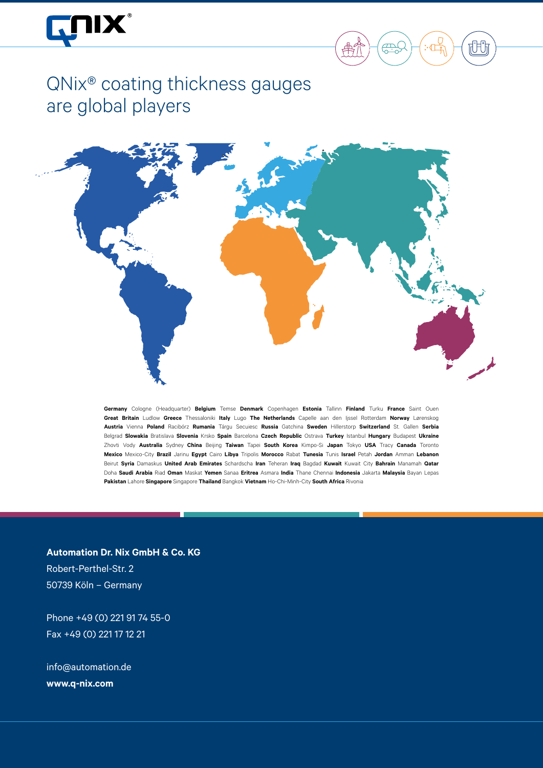# QNix® coating thickness gauges are global players

**Germany** Cologne (Headquarter) **Belgium** Temse **Denmark** Copenhagen **Estonia** Tallinn **Finland** Turku **France** Saint Ouen **Great Britain** Ludlow **Greece** Thessaloniki **Italy** Lugo **The Netherlands** Capelle aan den Ijssel Rotterdam **Norway** Lørenskog **Austria** Vienna **Poland** Racibórz **Rumania** Târgu Secuiesc **Russia** Gatchina **Sweden** Hillerstorp **Switzerland** St. Gallen **Serbia** Belgrad **Slowakia** Bratislava **Slovenia** Krsko **Spain** Barcelona **Czech Republic** Ostrava **Turkey** Istanbul **Hungary** Budapest **Ukraine** Zhovti Vody **Australia** Sydney **China** Beijing **Taiwan** Tapei **South Korea** Kimpo-Si **Japan** Tokyo **USA** Tracy **Canada** Toronto **Mexico** Mexico-City **Brazil** Jarinu **Egypt** Cairo **Libya** Tripolis **Morocco** Rabat **Tunesia** Tunis **Israel** Petah **Jordan** Amman **Lebanon** Beirut **Syria** Damaskus **United Arab Emirates** Schardscha **Iran** Teheran **Iraq** Bagdad **Kuwait** Kuwait City **Bahrain** Manamah **Qatar** Doha **Saudi Arabia** Riad **Oman** Maskat **Yemen** Sanaa **Eritrea** Asmara **India** Thane Chennai **Indonesia** Jakarta **Malaysia** Bayan Lepas **Pakistan** Lahore **Singapore** Singapore **Thailand** Bangkok **Vietnam** Ho-Chi-Minh-City **South Africa** Rivonia

**Automation Dr. Nix GmbH & Co. KG**
Robert-Perthel-Str. 2
50739 Köln – Germany

Phone +49 (0) 221 91 74 55-0
Fax +49 (0) 221 17 12 21

info@automation.de
**www.q-nix.com**